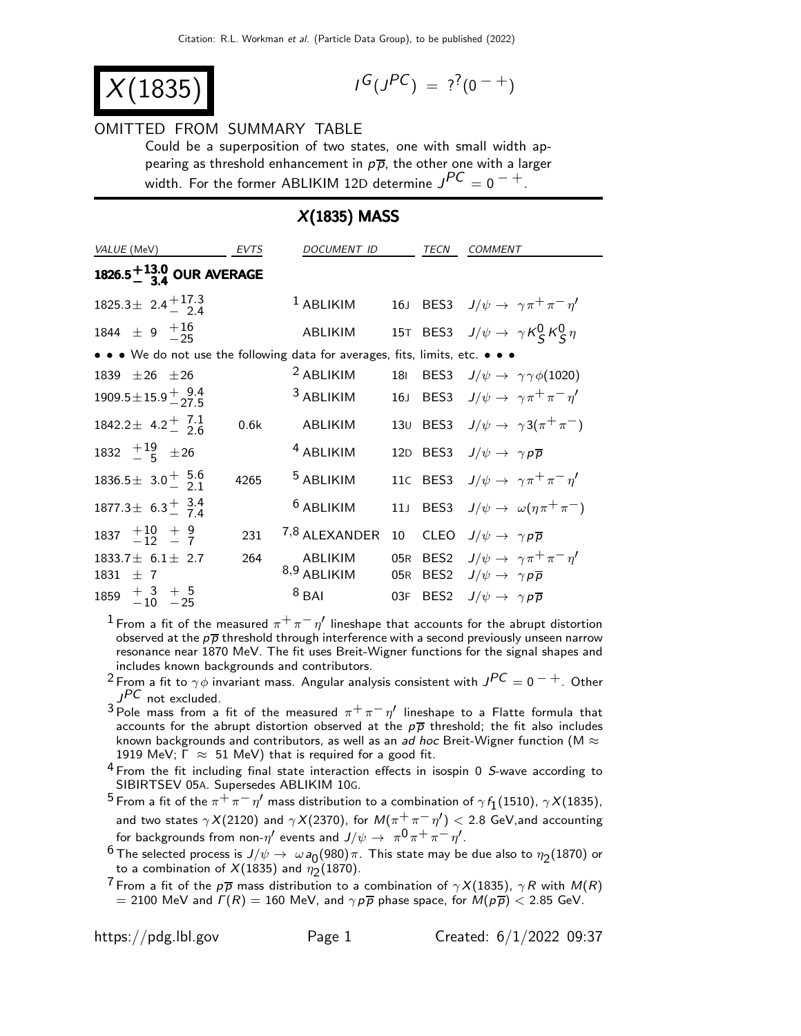# $X(1835)$

$$I^G(J^{PC}) = ?^?(0^{-+})$$

OMITTED FROM SUMMARY TABLE

Could be a superposition of two states, one with small width appearing as threshold enhancement in $p\overline{p}$, the other one with a larger width. For the former ABLIKIM 12D determine $J^{PC} = 0^{-+}$.

## $X(1835)$ MASS

| VALUE (MeV) | EVTS | DOCUMENT ID | | TECN | COMMENT |
|---|---|---|---|---|---|
| **$1826.5^{+13.0}_{-3.4}$ OUR AVERAGE** | | | | | |
| $1825.3 \pm 2.4^{+17.3}_{-2.4}$ | | [1] ABLIKIM | 16J | BES3 | $J/\psi \to \gamma \pi^+ \pi^- \eta'$ |
| $1844 \pm 9 \ ^{+16}_{-25}$ | | ABLIKIM | 15T | BES3 | $J/\psi \to \gamma K^0_S K^0_S \eta$ |
| • • • We do not use the following data for averages, fits, limits, etc. • • • | | | | | |
| $1839 \pm 26 \pm 26$ | | [2] ABLIKIM | 18I | BES3 | $J/\psi \to \gamma \gamma \phi(1020)$ |
| $1909.5 \pm 15.9^{+9.4}_{-27.5}$ | | [3] ABLIKIM | 16J | BES3 | $J/\psi \to \gamma \pi^+ \pi^- \eta'$ |
| $1842.2 \pm 4.2^{+7.1}_{-2.6}$ | 0.6k | ABLIKIM | 13U | BES3 | $J/\psi \to \gamma 3(\pi^+ \pi^-)$ |
| $1832 \ ^{+19}_{-5} \pm 26$ | | [4] ABLIKIM | 12D | BES3 | $J/\psi \to \gamma p \overline{p}$ |
| $1836.5 \pm 3.0^{+5.6}_{-2.1}$ | 4265 | [5] ABLIKIM | 11C | BES3 | $J/\psi \to \gamma \pi^+ \pi^- \eta'$ |
| $1877.3 \pm 6.3^{+3.4}_{-7.4}$ | | [6] ABLIKIM | 11J | BES3 | $J/\psi \to \omega(\eta \pi^+ \pi^-)$ |
| $1837 \ ^{+10}_{-12} \ ^{+9}_{-7}$ | 231 | [7,8] ALEXANDER | 10 | CLEO | $J/\psi \to \gamma p \overline{p}$ |
| $1833.7 \pm 6.1 \pm 2.7$ | 264 | ABLIKIM | 05R | BES2 | $J/\psi \to \gamma \pi^+ \pi^- \eta'$ |
| $1831 \pm 7$ | | [8,9] ABLIKIM | 05R | BES2 | $J/\psi \to \gamma p \overline{p}$ |
| $1859 \ ^{+3}_{-10} \ ^{+5}_{-25}$ | | [8] BAI | 03F | BES2 | $J/\psi \to \gamma p \overline{p}$ |

[1] From a fit of the measured $\pi^+ \pi^- \eta'$ lineshape that accounts for the abrupt distortion observed at the $p\overline{p}$ threshold through interference with a second previously unseen narrow resonance near 1870 MeV. The fit uses Breit-Wigner functions for the signal shapes and includes known backgrounds and contributors.

[2] From a fit to $\gamma \phi$ invariant mass. Angular analysis consistent with $J^{PC} = 0^{-+}$. Other $J^{PC}$ not excluded.

[3] Pole mass from a fit of the measured $\pi^+ \pi^- \eta'$ lineshape to a Flatte formula that accounts for the abrupt distortion observed at the $p\overline{p}$ threshold; the fit also includes known backgrounds and contributors, as well as an *ad hoc* Breit-Wigner function (M $\approx$ 1919 MeV; $\Gamma \approx$ 51 MeV) that is required for a good fit.

[4] From the fit including final state interaction effects in isospin 0 $S$-wave according to SIBIRTSEV 05A. Supersedes ABLIKIM 10G.

[5] From a fit of the $\pi^+ \pi^- \eta'$ mass distribution to a combination of $\gamma f_1(1510)$, $\gamma X(1835)$, and two states $\gamma X(2120)$ and $\gamma X(2370)$, for $M(\pi^+ \pi^- \eta') < 2.8$ GeV,and accounting for backgrounds from non-$\eta'$ events and $J/\psi \to \pi^0 \pi^+ \pi^- \eta'$.

[6] The selected process is $J/\psi \to \omega a_0(980) \pi$. This state may be due also to $\eta_2(1870)$ or to a combination of $X(1835)$ and $\eta_2(1870)$.

[7] From a fit of the $p\overline{p}$ mass distribution to a combination of $\gamma X(1835)$, $\gamma R$ with $M(R)$ = 2100 MeV and $\Gamma(R)$ = 160 MeV, and $\gamma p \overline{p}$ phase space, for $M(p\overline{p}) < 2.85$ GeV.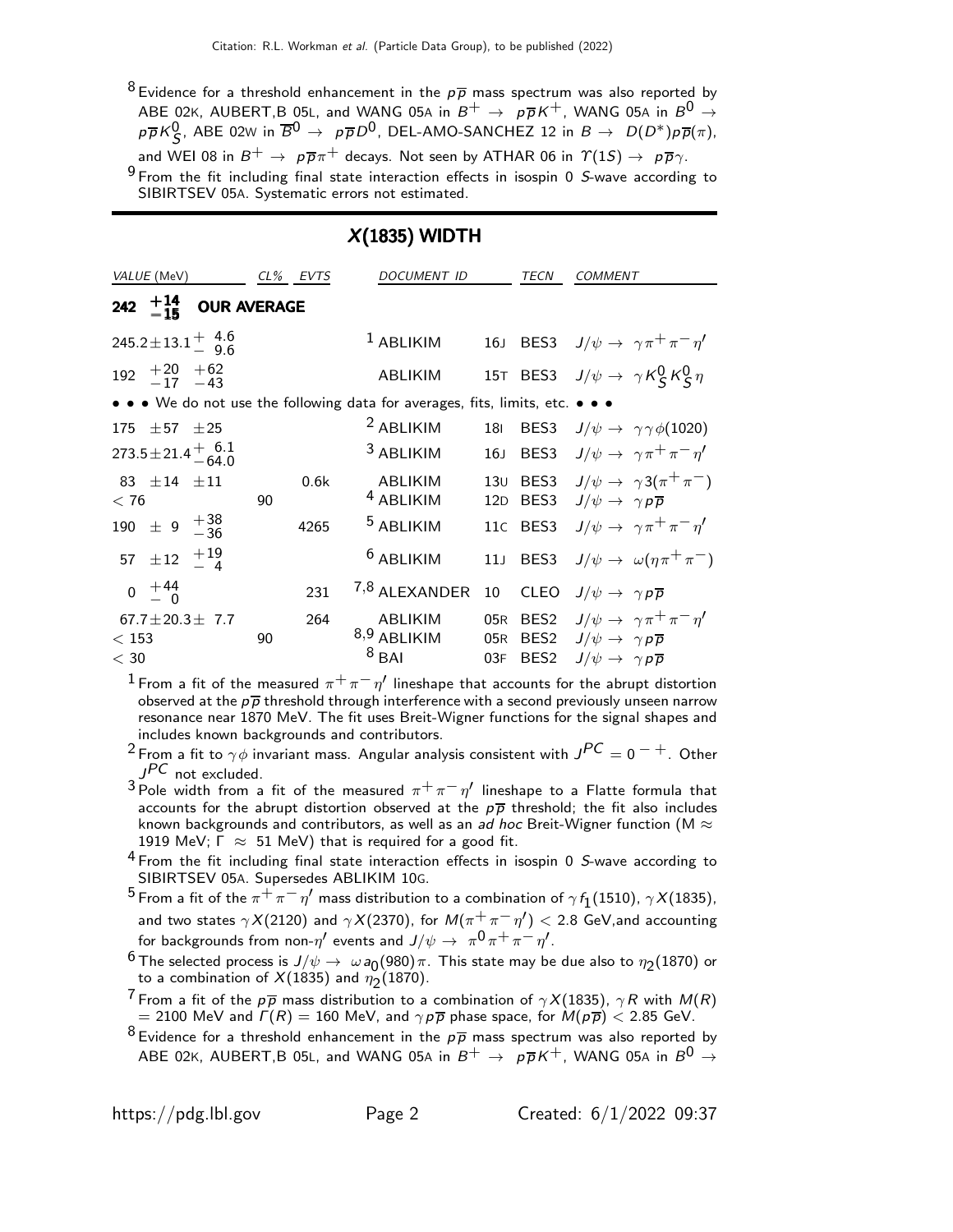[8] Evidence for a threshold enhancement in the $p\overline{p}$ mass spectrum was also reported by ABE 02K, AUBERT,B 05L, and WANG 05A in $B^+ \rightarrow p\overline{p}K^+$, WANG 05A in $B^0 \rightarrow p\overline{p}K^0_S$, ABE 02W in $\overline{B}^0 \rightarrow p\overline{p}D^0$, DEL-AMO-SANCHEZ 12 in $B \rightarrow D(D^*)p\overline{p}(\pi)$, and WEI 08 in $B^+ \rightarrow p\overline{p}\pi^+$ decays. Not seen by ATHAR 06 in $\Upsilon(1S) \rightarrow p\overline{p}\gamma$.

[9] From the fit including final state interaction effects in isospin 0 *S*-wave according to SIBIRTSEV 05A. Systematic errors not estimated.

## *X*(1835) WIDTH

| VALUE (MeV) | CL% | EVTS | DOCUMENT ID | | TECN | COMMENT |
|---|---|---|---|---|---|---|
| **$242\ ^{+14}_{-15}$ OUR AVERAGE** | | | | | | |
| $245.2 \pm 13.1 ^{+\ 4.6}_{-\ 9.6}$ | | | [1] ABLIKIM | 16J | BES3 | $J/\psi \rightarrow \gamma\pi^+\pi^-\eta'$ |
| $192\ ^{+20}_{-17}\ ^{+62}_{-43}$ | | | ABLIKIM | 15T | BES3 | $J/\psi \rightarrow \gamma K^0_S K^0_S \eta$ |
| • • • We do not use the following data for averages, fits, limits, etc. • • • | | | | | | |
| $175 \pm 57 \pm 25$ | | | [2] ABLIKIM | 18I | BES3 | $J/\psi \rightarrow \gamma\gamma\phi(1020)$ |
| $273.5 \pm 21.4 ^{+\ 6.1}_{-64.0}$ | | | [3] ABLIKIM | 16J | BES3 | $J/\psi \rightarrow \gamma\pi^+\pi^-\eta'$ |
| $83 \pm 14 \pm 11$ | | 0.6k | ABLIKIM | 13U | BES3 | $J/\psi \rightarrow \gamma 3(\pi^+\pi^-)$ |
| $< 76$ | 90 | | [4] ABLIKIM | 12D | BES3 | $J/\psi \rightarrow \gamma p\overline{p}$ |
| $190 \pm 9\ ^{+38}_{-36}$ | | 4265 | [5] ABLIKIM | 11C | BES3 | $J/\psi \rightarrow \gamma\pi^+\pi^-\eta'$ |
| $57 \pm 12\ ^{+19}_{-\ 4}$ | | | [6] ABLIKIM | 11J | BES3 | $J/\psi \rightarrow \omega(\eta\pi^+\pi^-)$ |
| $0\ ^{+44}_{-\ 0}$ | | 231 | [7,8] ALEXANDER | 10 | CLEO | $J/\psi \rightarrow \gamma p\overline{p}$ |
| $67.7 \pm 20.3 \pm\ 7.7$ | | 264 | ABLIKIM | 05R | BES2 | $J/\psi \rightarrow \gamma\pi^+\pi^-\eta'$ |
| $< 153$ | 90 | | [8,9] ABLIKIM | 05R | BES2 | $J/\psi \rightarrow \gamma p\overline{p}$ |
| $< 30$ | | | [8] BAI | 03F | BES2 | $J/\psi \rightarrow \gamma p\overline{p}$ |

[1] From a fit of the measured $\pi^+\pi^-\eta'$ lineshape that accounts for the abrupt distortion observed at the $p\overline{p}$ threshold through interference with a second previously unseen narrow resonance near 1870 MeV. The fit uses Breit-Wigner functions for the signal shapes and includes known backgrounds and contributors.

[2] From a fit to $\gamma\phi$ invariant mass. Angular analysis consistent with $J^{PC} = 0^{-+}$. Other $J^{PC}$ not excluded.

[3] Pole width from a fit of the measured $\pi^+\pi^-\eta'$ lineshape to a Flatte formula that accounts for the abrupt distortion observed at the $p\overline{p}$ threshold; the fit also includes known backgrounds and contributors, as well as an *ad hoc* Breit-Wigner function (M $\approx$ 1919 MeV; $\Gamma \approx$ 51 MeV) that is required for a good fit.

[4] From the fit including final state interaction effects in isospin 0 *S*-wave according to SIBIRTSEV 05A. Supersedes ABLIKIM 10G.

[5] From a fit of the $\pi^+\pi^-\eta'$ mass distribution to a combination of $\gamma f_1(1510)$, $\gamma X(1835)$, and two states $\gamma X(2120)$ and $\gamma X(2370)$, for $M(\pi^+\pi^-\eta') < 2.8$ GeV,and accounting for backgrounds from non-$\eta'$ events and $J/\psi \rightarrow \pi^0\pi^+\pi^-\eta'$.

[6] The selected process is $J/\psi \rightarrow \omega a_0(980)\pi$. This state may be due also to $\eta_2(1870)$ or to a combination of $X(1835)$ and $\eta_2(1870)$.

[7] From a fit of the $p\overline{p}$ mass distribution to a combination of $\gamma X(1835)$, $\gamma R$ with $M(R)$ = 2100 MeV and $\Gamma(R)$ = 160 MeV, and $\gamma p\overline{p}$ phase space, for $M(p\overline{p}) < 2.85$ GeV.

[8] Evidence for a threshold enhancement in the $p\overline{p}$ mass spectrum was also reported by ABE 02K, AUBERT,B 05L, and WANG 05A in $B^+ \rightarrow p\overline{p}K^+$, WANG 05A in $B^0 \rightarrow$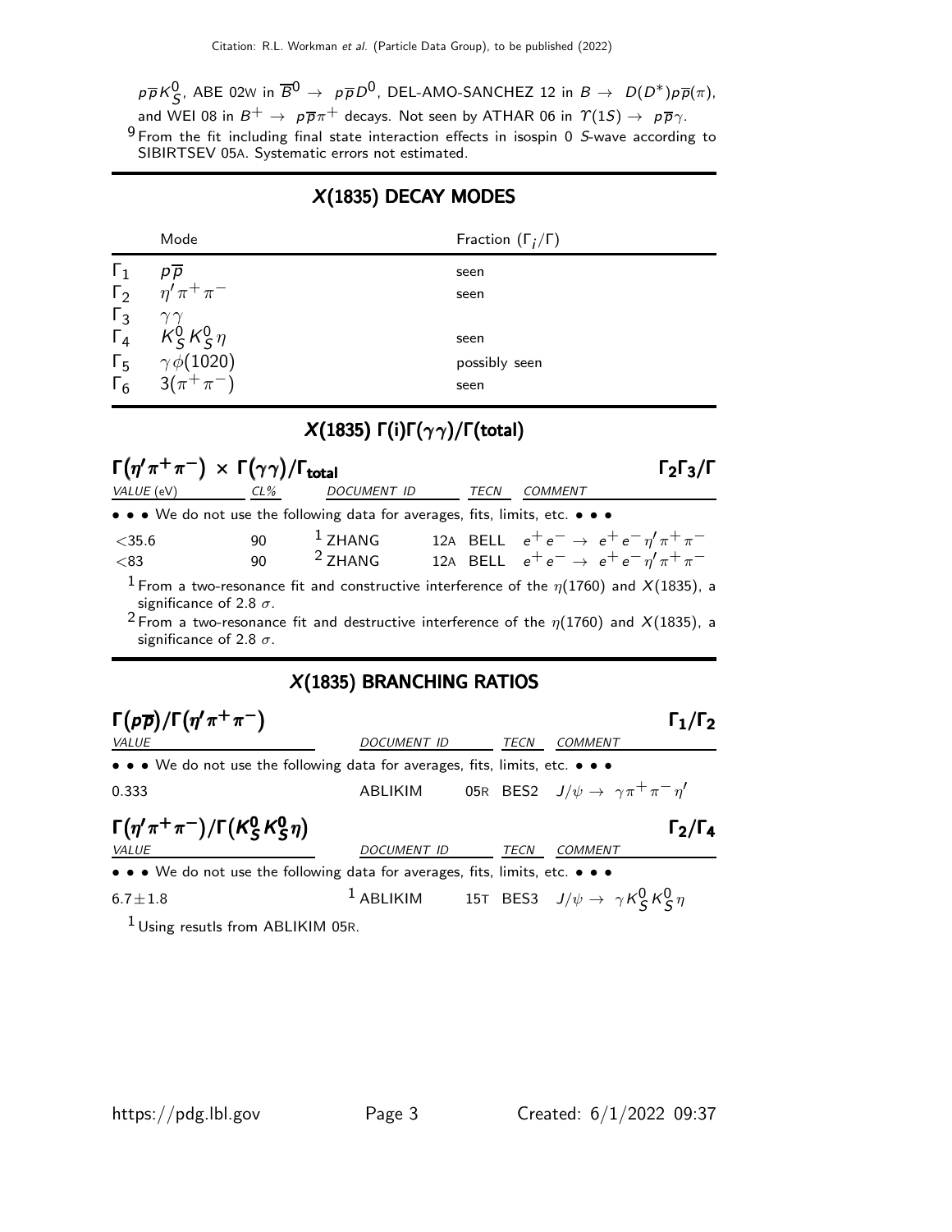$p\overline{p}K^0_S$, ABE 02W in $\overline{B}^0 \to p\overline{p}D^0$, DEL-AMO-SANCHEZ 12 in $B \to D(D^*)p\overline{p}(\pi)$, and WEI 08 in $B^+ \to p\overline{p}\pi^+$ decays. Not seen by ATHAR 06 in $\Upsilon(1S) \to p\overline{p}\gamma$.

[9] From the fit including final state interaction effects in isospin 0 $S$-wave according to SIBIRTSEV 05A. Systematic errors not estimated.

## $X(1835)$ DECAY MODES

| | Mode | Fraction ($\Gamma_i/\Gamma$) |
|---|---|---|
| $\Gamma_1$ | $p\overline{p}$ | seen |
| $\Gamma_2$ | $\eta'\pi^+\pi^-$ | seen |
| $\Gamma_3$ | $\gamma\gamma$ | |
| $\Gamma_4$ | $K^0_S K^0_S \eta$ | seen |
| $\Gamma_5$ | $\gamma\phi(1020)$ | possibly seen |
| $\Gamma_6$ | $3(\pi^+\pi^-)$ | seen |

## $X(1835)$ $\Gamma(i)\Gamma(\gamma\gamma)/\Gamma(\text{total})$

### $\Gamma(\eta'\pi^+\pi^-) \times \Gamma(\gamma\gamma)/\Gamma_{\text{total}}$ — $\Gamma_2\Gamma_3/\Gamma$

| VALUE (eV) | CL% | DOCUMENT ID | | TECN | COMMENT |
|---|---|---|---|---|---|
| • • • We do not use the following data for averages, fits, limits, etc. • • • | | | | | |
| $<35.6$ | 90 | [1] ZHANG | 12A | BELL | $e^+e^- \to e^+e^-\eta'\pi^+\pi^-$ |
| $<83$ | 90 | [2] ZHANG | 12A | BELL | $e^+e^- \to e^+e^-\eta'\pi^+\pi^-$ |

[1] From a two-resonance fit and constructive interference of the $\eta(1760)$ and $X(1835)$, a significance of 2.8 $\sigma$.

[2] From a two-resonance fit and destructive interference of the $\eta(1760)$ and $X(1835)$, a significance of 2.8 $\sigma$.

## $X(1835)$ BRANCHING RATIOS

### $\Gamma(p\overline{p})/\Gamma(\eta'\pi^+\pi^-)$ — $\Gamma_1/\Gamma_2$

| VALUE | DOCUMENT ID | | TECN | COMMENT |
|---|---|---|---|---|
| • • • We do not use the following data for averages, fits, limits, etc. • • • | | | | |
| 0.333 | ABLIKIM | 05R | BES2 | $J/\psi \to \gamma\pi^+\pi^-\eta'$ |

### $\Gamma(\eta'\pi^+\pi^-)/\Gamma(K^0_S K^0_S \eta)$ — $\Gamma_2/\Gamma_4$

| VALUE | DOCUMENT ID | | TECN | COMMENT |
|---|---|---|---|---|
| • • • We do not use the following data for averages, fits, limits, etc. • • • | | | | |
| $6.7 \pm 1.8$ | [1] ABLIKIM | 15T | BES3 | $J/\psi \to \gamma K^0_S K^0_S \eta$ |

[1] Using resutls from ABLIKIM 05R.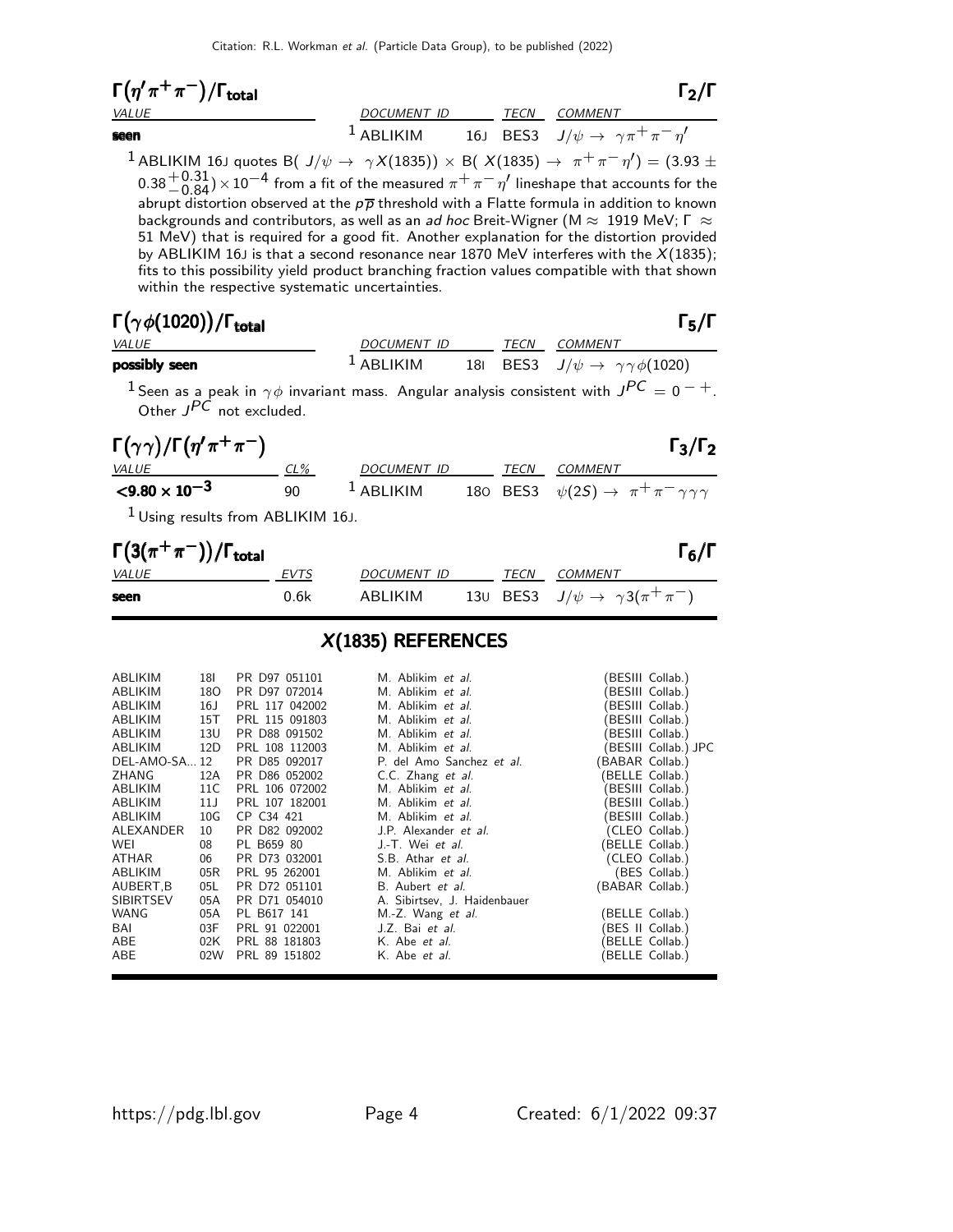## $\Gamma(\eta' \pi^+ \pi^-)/\Gamma_{\rm total}$ $\Gamma_2/\Gamma$

| VALUE | DOCUMENT ID | | TECN | COMMENT |
|---|---|---|---|---|
| **seen** | [1] ABLIKIM | 16J | BES3 | $J/\psi \to \gamma \pi^+ \pi^- \eta'$ |

[1] ABLIKIM 16J quotes B( $J/\psi \to \gamma X(1835)$) × B( $X(1835) \to \pi^+ \pi^- \eta'$) = $(3.93 \pm 0.38^{+0.31}_{-0.84}) \times 10^{-4}$ from a fit of the measured $\pi^+ \pi^- \eta'$ lineshape that accounts for the abrupt distortion observed at the $p\overline{p}$ threshold with a Flatte formula in addition to known backgrounds and contributors, as well as an *ad hoc* Breit-Wigner (M $\approx$ 1919 MeV; $\Gamma \approx$ 51 MeV) that is required for a good fit. Another explanation for the distortion provided by ABLIKIM 16J is that a second resonance near 1870 MeV interferes with the $X(1835)$; fits to this possibility yield product branching fraction values compatible with that shown within the respective systematic uncertainties.

## $\Gamma(\gamma \phi(1020))/\Gamma_{\rm total}$ $\Gamma_5/\Gamma$

| VALUE | DOCUMENT ID | | TECN | COMMENT |
|---|---|---|---|---|
| **possibly seen** | [1] ABLIKIM | 18I | BES3 | $J/\psi \to \gamma \gamma \phi(1020)$ |

[1] Seen as a peak in $\gamma\phi$ invariant mass. Angular analysis consistent with $J^{PC} = 0^{-+}$. Other $J^{PC}$ not excluded.

## $\Gamma(\gamma\gamma)/\Gamma(\eta' \pi^+ \pi^-)$ $\Gamma_3/\Gamma_2$

| VALUE | CL% | DOCUMENT ID | | TECN | COMMENT |
|---|---|---|---|---|---|
| $<9.80 \times 10^{-3}$ | 90 | [1] ABLIKIM | 18O | BES3 | $\psi(2S) \to \pi^+ \pi^- \gamma \gamma \gamma$ |

[1] Using results from ABLIKIM 16J.

## $\Gamma(3(\pi^+ \pi^-))/\Gamma_{\rm total}$ $\Gamma_6/\Gamma$

| VALUE | EVTS | DOCUMENT ID | | TECN | COMMENT |
|---|---|---|---|---|---|
| **seen** | 0.6k | ABLIKIM | 13U | BES3 | $J/\psi \to \gamma 3(\pi^+ \pi^-)$ |

# X(1835) REFERENCES

| | | | | |
|---|---|---|---|---|
| ABLIKIM | 18I | PR D97 051101 | M. Ablikim *et al.* | (BESIII Collab.) |
| ABLIKIM | 18O | PR D97 072014 | M. Ablikim *et al.* | (BESIII Collab.) |
| ABLIKIM | 16J | PRL 117 042002 | M. Ablikim *et al.* | (BESIII Collab.) |
| ABLIKIM | 15T | PRL 115 091803 | M. Ablikim *et al.* | (BESIII Collab.) |
| ABLIKIM | 13U | PR D88 091502 | M. Ablikim *et al.* | (BESIII Collab.) |
| ABLIKIM | 12D | PRL 108 112003 | M. Ablikim *et al.* | (BESIII Collab.) JPC |
| DEL-AMO-SA... | 12 | PR D85 092017 | P. del Amo Sanchez *et al.* | (BABAR Collab.) |
| ZHANG | 12A | PR D86 052002 | C.C. Zhang *et al.* | (BELLE Collab.) |
| ABLIKIM | 11C | PRL 106 072002 | M. Ablikim *et al.* | (BESIII Collab.) |
| ABLIKIM | 11J | PRL 107 182001 | M. Ablikim *et al.* | (BESIII Collab.) |
| ABLIKIM | 10G | CP C34 421 | M. Ablikim *et al.* | (BESIII Collab.) |
| ALEXANDER | 10 | PR D82 092002 | J.P. Alexander *et al.* | (CLEO Collab.) |
| WEI | 08 | PL B659 80 | J.-T. Wei *et al.* | (BELLE Collab.) |
| ATHAR | 06 | PR D73 032001 | S.B. Athar *et al.* | (CLEO Collab.) |
| ABLIKIM | 05R | PRL 95 262001 | M. Ablikim *et al.* | (BES Collab.) |
| AUBERT,B | 05L | PR D72 051101 | B. Aubert *et al.* | (BABAR Collab.) |
| SIBIRTSEV | 05A | PR D71 054010 | A. Sibirtsev, J. Haidenbauer | |
| WANG | 05A | PL B617 141 | M.-Z. Wang *et al.* | (BELLE Collab.) |
| BAI | 03F | PRL 91 022001 | J.Z. Bai *et al.* | (BES II Collab.) |
| ABE | 02K | PRL 88 181803 | K. Abe *et al.* | (BELLE Collab.) |
| ABE | 02W | PRL 89 151802 | K. Abe *et al.* | (BELLE Collab.) |